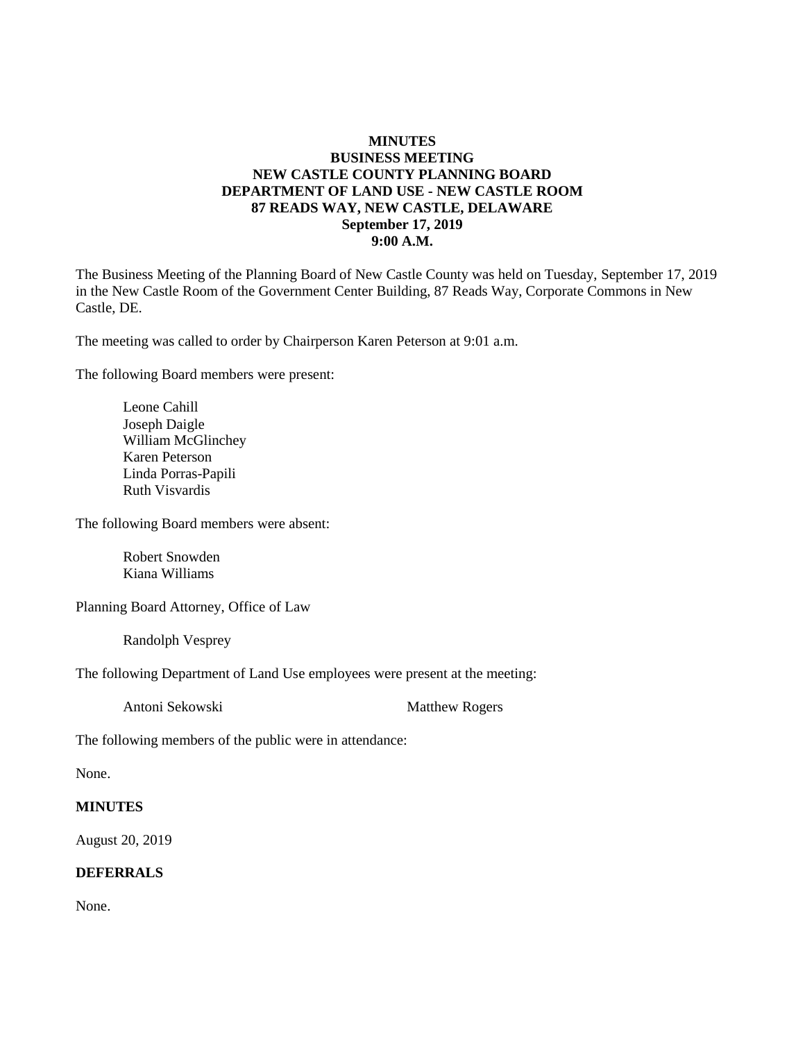**MINUTES**
**BUSINESS MEETING**
**NEW CASTLE COUNTY PLANNING BOARD**
**DEPARTMENT OF LAND USE - NEW CASTLE ROOM**
**87 READS WAY, NEW CASTLE, DELAWARE**
**September 17, 2019**
**9:00 A.M.**

The Business Meeting of the Planning Board of New Castle County was held on Tuesday, September 17, 2019 in the New Castle Room of the Government Center Building, 87 Reads Way, Corporate Commons in New Castle, DE.

The meeting was called to order by Chairperson Karen Peterson at 9:01 a.m.

The following Board members were present:

Leone Cahill
Joseph Daigle
William McGlinchey
Karen Peterson
Linda Porras-Papili
Ruth Visvardis

The following Board members were absent:

Robert Snowden
Kiana Williams

Planning Board Attorney, Office of Law

Randolph Vesprey

The following Department of Land Use employees were present at the meeting:

Antoni Sekowski
Matthew Rogers

The following members of the public were in attendance:

None.

**MINUTES**

August 20, 2019

**DEFERRALS**

None.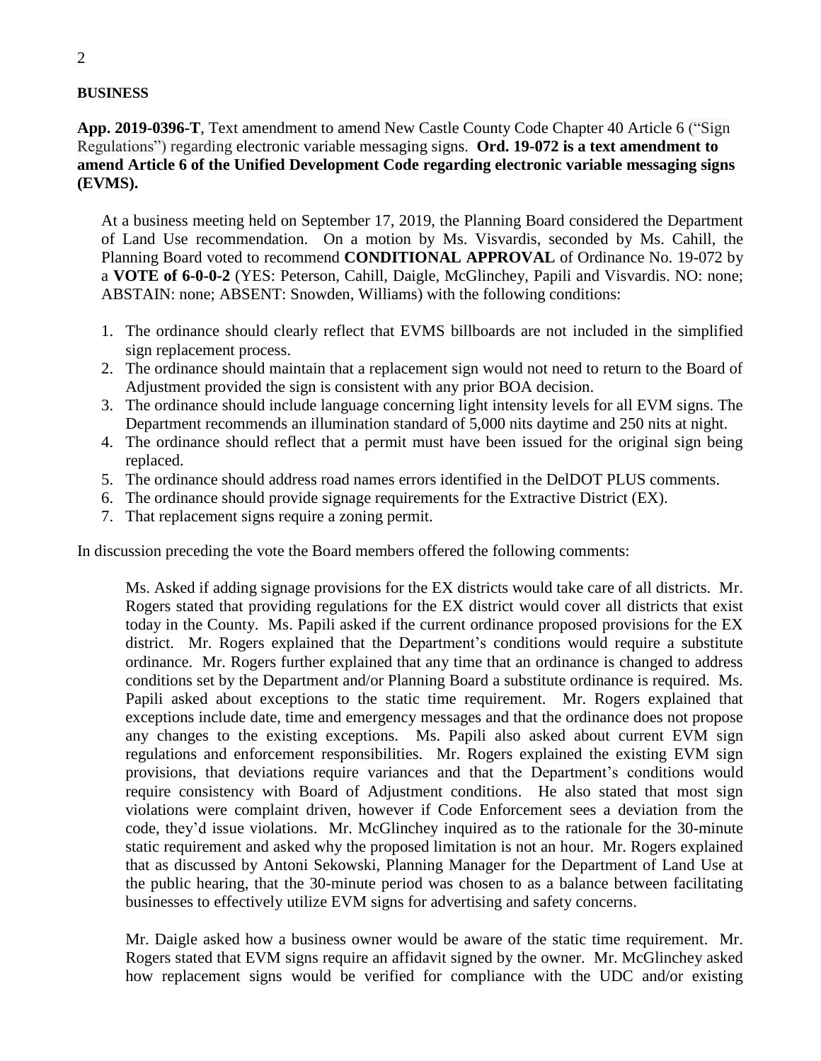**BUSINESS**

**App. 2019-0396-T**, Text amendment to amend New Castle County Code Chapter 40 Article 6 ("Sign Regulations") regarding electronic variable messaging signs. **Ord. 19-072 is a text amendment to amend Article 6 of the Unified Development Code regarding electronic variable messaging signs (EVMS).**

At a business meeting held on September 17, 2019, the Planning Board considered the Department of Land Use recommendation. On a motion by Ms. Visvardis, seconded by Ms. Cahill, the Planning Board voted to recommend **CONDITIONAL APPROVAL** of Ordinance No. 19-072 by a **VOTE of 6-0-0-2** (YES: Peterson, Cahill, Daigle, McGlinchey, Papili and Visvardis. NO: none; ABSTAIN: none; ABSENT: Snowden, Williams) with the following conditions:

1. The ordinance should clearly reflect that EVMS billboards are not included in the simplified sign replacement process.
2. The ordinance should maintain that a replacement sign would not need to return to the Board of Adjustment provided the sign is consistent with any prior BOA decision.
3. The ordinance should include language concerning light intensity levels for all EVM signs. The Department recommends an illumination standard of 5,000 nits daytime and 250 nits at night.
4. The ordinance should reflect that a permit must have been issued for the original sign being replaced.
5. The ordinance should address road names errors identified in the DelDOT PLUS comments.
6. The ordinance should provide signage requirements for the Extractive District (EX).
7. That replacement signs require a zoning permit.

In discussion preceding the vote the Board members offered the following comments:

Ms. Asked if adding signage provisions for the EX districts would take care of all districts. Mr. Rogers stated that providing regulations for the EX district would cover all districts that exist today in the County. Ms. Papili asked if the current ordinance proposed provisions for the EX district. Mr. Rogers explained that the Department's conditions would require a substitute ordinance. Mr. Rogers further explained that any time that an ordinance is changed to address conditions set by the Department and/or Planning Board a substitute ordinance is required. Ms. Papili asked about exceptions to the static time requirement. Mr. Rogers explained that exceptions include date, time and emergency messages and that the ordinance does not propose any changes to the existing exceptions. Ms. Papili also asked about current EVM sign regulations and enforcement responsibilities. Mr. Rogers explained the existing EVM sign provisions, that deviations require variances and that the Department's conditions would require consistency with Board of Adjustment conditions. He also stated that most sign violations were complaint driven, however if Code Enforcement sees a deviation from the code, they'd issue violations. Mr. McGlinchey inquired as to the rationale for the 30-minute static requirement and asked why the proposed limitation is not an hour. Mr. Rogers explained that as discussed by Antoni Sekowski, Planning Manager for the Department of Land Use at the public hearing, that the 30-minute period was chosen to as a balance between facilitating businesses to effectively utilize EVM signs for advertising and safety concerns.

Mr. Daigle asked how a business owner would be aware of the static time requirement. Mr. Rogers stated that EVM signs require an affidavit signed by the owner. Mr. McGlinchey asked how replacement signs would be verified for compliance with the UDC and/or existing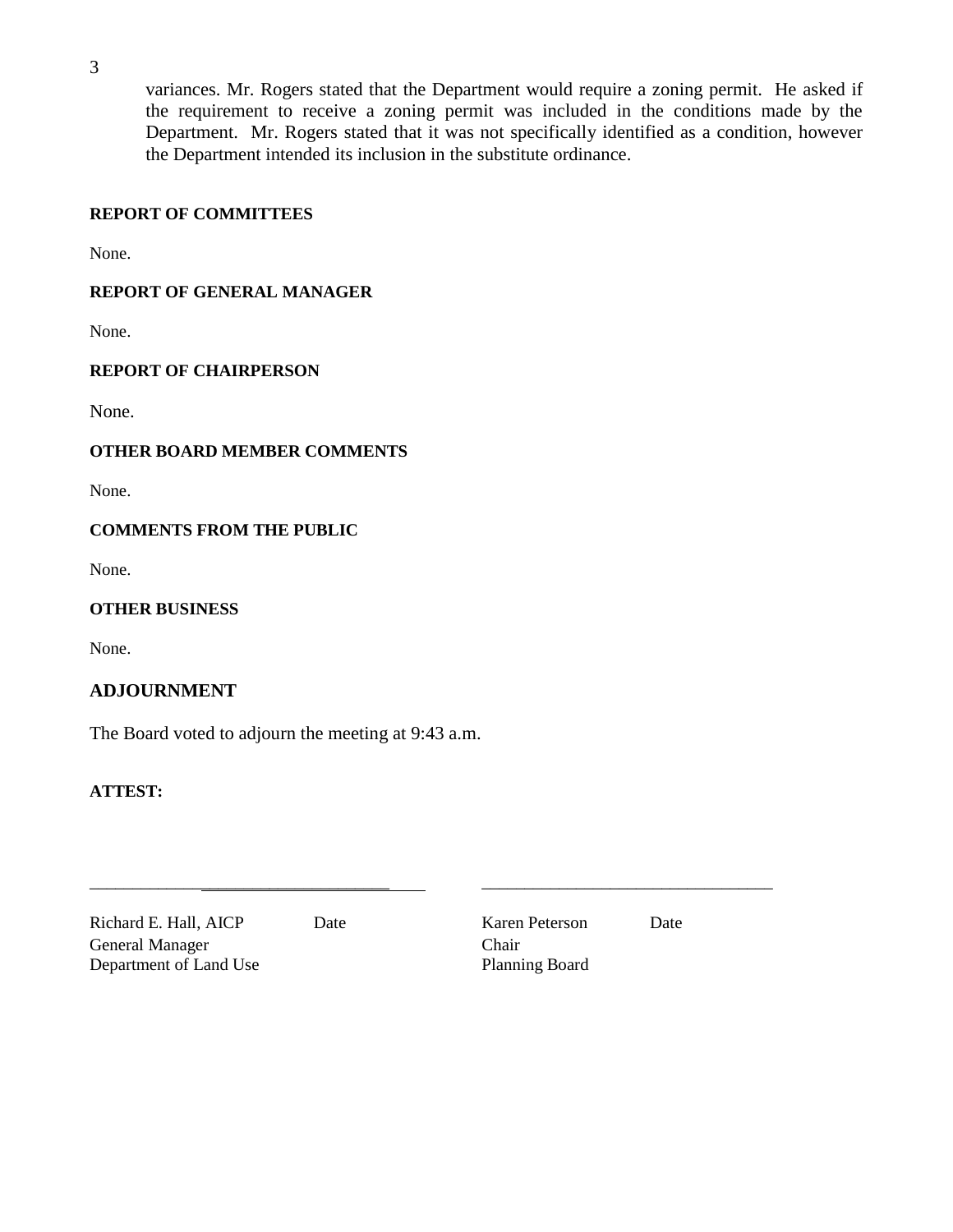variances. Mr. Rogers stated that the Department would require a zoning permit. He asked if the requirement to receive a zoning permit was included in the conditions made by the Department. Mr. Rogers stated that it was not specifically identified as a condition, however the Department intended its inclusion in the substitute ordinance.

**REPORT OF COMMITTEES**

None.

**REPORT OF GENERAL MANAGER**

None.

**REPORT OF CHAIRPERSON**

None.

**OTHER BOARD MEMBER COMMENTS**

None.

**COMMENTS FROM THE PUBLIC**

None.

**OTHER BUSINESS**

None.

## ADJOURNMENT

The Board voted to adjourn the meeting at 9:43 a.m.

**ATTEST:**

______________________________________ ______________________________________

Richard E. Hall, AICP Date
General Manager
Department of Land Use

Karen Peterson Date
Chair
Planning Board